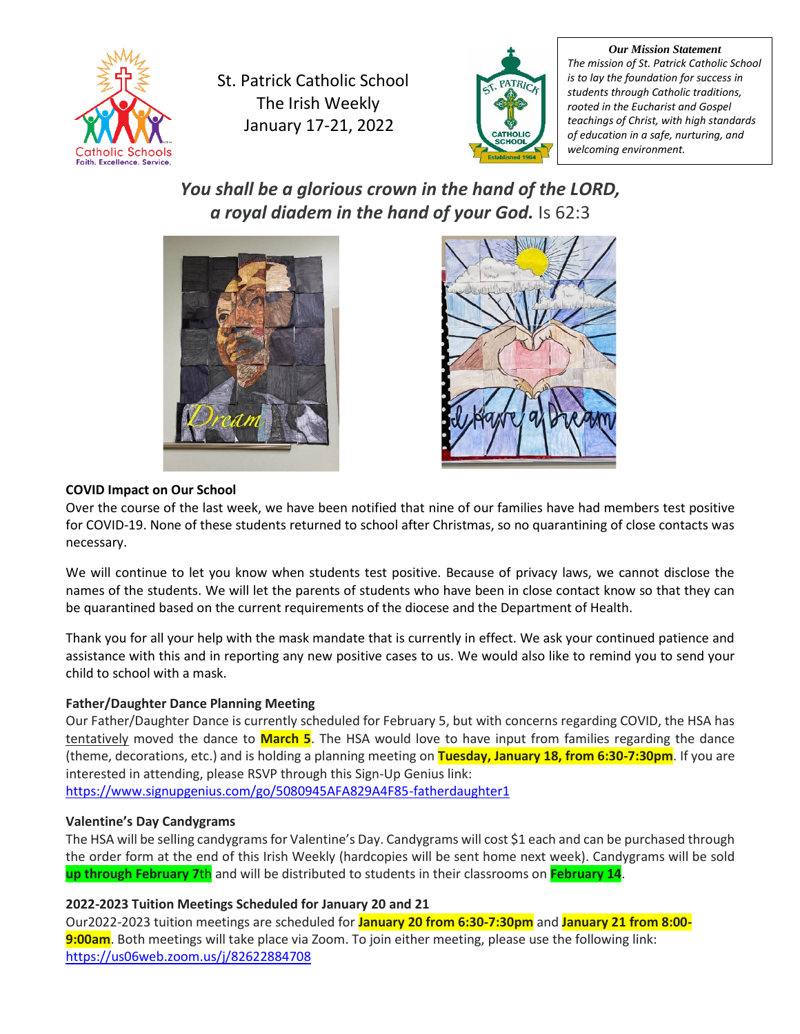# St. Patrick Catholic School
# The Irish Weekly
# January 17-21, 2022

***Our Mission Statement***

*The mission of St. Patrick Catholic School is to lay the foundation for success in students through Catholic traditions, rooted in the Eucharist and Gospel teachings of Christ, with high standards of education in a safe, nurturing, and welcoming environment.*

***You shall be a glorious crown in the hand of the LORD, a royal diadem in the hand of your God.*** Is 62:3

### COVID Impact on Our School

Over the course of the last week, we have been notified that nine of our families have had members test positive for COVID-19. None of these students returned to school after Christmas, so no quarantining of close contacts was necessary.

We will continue to let you know when students test positive. Because of privacy laws, we cannot disclose the names of the students. We will let the parents of students who have been in close contact know so that they can be quarantined based on the current requirements of the diocese and the Department of Health.

Thank you for all your help with the mask mandate that is currently in effect. We ask your continued patience and assistance with this and in reporting any new positive cases to us. We would also like to remind you to send your child to school with a mask.

### Father/Daughter Dance Planning Meeting

Our Father/Daughter Dance is currently scheduled for February 5, but with concerns regarding COVID, the HSA has tentatively moved the dance to **March 5**. The HSA would love to have input from families regarding the dance (theme, decorations, etc.) and is holding a planning meeting on **Tuesday, January 18, from 6:30-7:30pm**. If you are interested in attending, please RSVP through this Sign-Up Genius link: https://www.signupgenius.com/go/5080945AFA829A4F85-fatherdaughter1

### Valentine's Day Candygrams

The HSA will be selling candygrams for Valentine's Day. Candygrams will cost $1 each and can be purchased through the order form at the end of this Irish Weekly (hardcopies will be sent home next week). Candygrams will be sold **up through February 7**th and will be distributed to students in their classrooms on **February 14**.

### 2022-2023 Tuition Meetings Scheduled for January 20 and 21

Our2022-2023 tuition meetings are scheduled for **January 20 from 6:30-7:30pm** and **January 21 from 8:00-9:00am**. Both meetings will take place via Zoom. To join either meeting, please use the following link: https://us06web.zoom.us/j/82622884708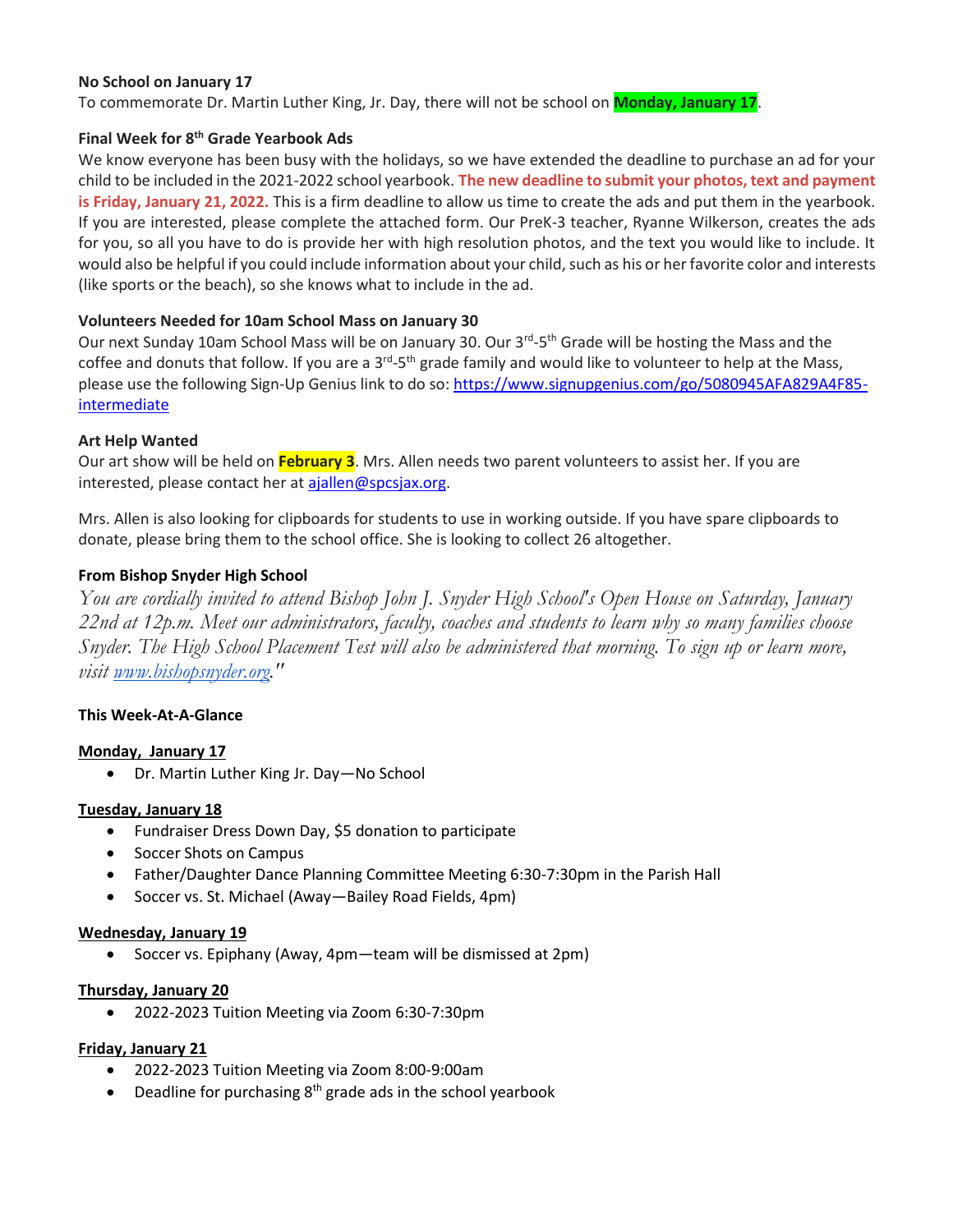**No School on January 17**

To commemorate Dr. Martin Luther King, Jr. Day, there will not be school on **Monday, January 17**.

**Final Week for 8th Grade Yearbook Ads**

We know everyone has been busy with the holidays, so we have extended the deadline to purchase an ad for your child to be included in the 2021-2022 school yearbook. **The new deadline to submit your photos, text and payment is Friday, January 21, 2022.** This is a firm deadline to allow us time to create the ads and put them in the yearbook. If you are interested, please complete the attached form. Our PreK-3 teacher, Ryanne Wilkerson, creates the ads for you, so all you have to do is provide her with high resolution photos, and the text you would like to include. It would also be helpful if you could include information about your child, such as his or her favorite color and interests (like sports or the beach), so she knows what to include in the ad.

**Volunteers Needed for 10am School Mass on January 30**

Our next Sunday 10am School Mass will be on January 30. Our 3rd-5th Grade will be hosting the Mass and the coffee and donuts that follow. If you are a 3rd-5th grade family and would like to volunteer to help at the Mass, please use the following Sign-Up Genius link to do so: https://www.signupgenius.com/go/5080945AFA829A4F85-intermediate

**Art Help Wanted**

Our art show will be held on **February 3**. Mrs. Allen needs two parent volunteers to assist her. If you are interested, please contact her at ajallen@spcsjax.org.

Mrs. Allen is also looking for clipboards for students to use in working outside. If you have spare clipboards to donate, please bring them to the school office. She is looking to collect 26 altogether.

**From Bishop Snyder High School**

*You are cordially invited to attend Bishop John J. Snyder High School's Open House on Saturday, January 22nd at 12p.m. Meet our administrators, faculty, coaches and students to learn why so many families choose Snyder. The High School Placement Test will also be administered that morning. To sign up or learn more, visit www.bishopsnyder.org."*

**This Week-At-A-Glance**

**Monday, January 17**

- Dr. Martin Luther King Jr. Day—No School

**Tuesday, January 18**

- Fundraiser Dress Down Day, $5 donation to participate
- Soccer Shots on Campus
- Father/Daughter Dance Planning Committee Meeting 6:30-7:30pm in the Parish Hall
- Soccer vs. St. Michael (Away—Bailey Road Fields, 4pm)

**Wednesday, January 19**

- Soccer vs. Epiphany (Away, 4pm—team will be dismissed at 2pm)

**Thursday, January 20**

- 2022-2023 Tuition Meeting via Zoom 6:30-7:30pm

**Friday, January 21**

- 2022-2023 Tuition Meeting via Zoom 8:00-9:00am
- Deadline for purchasing 8th grade ads in the school yearbook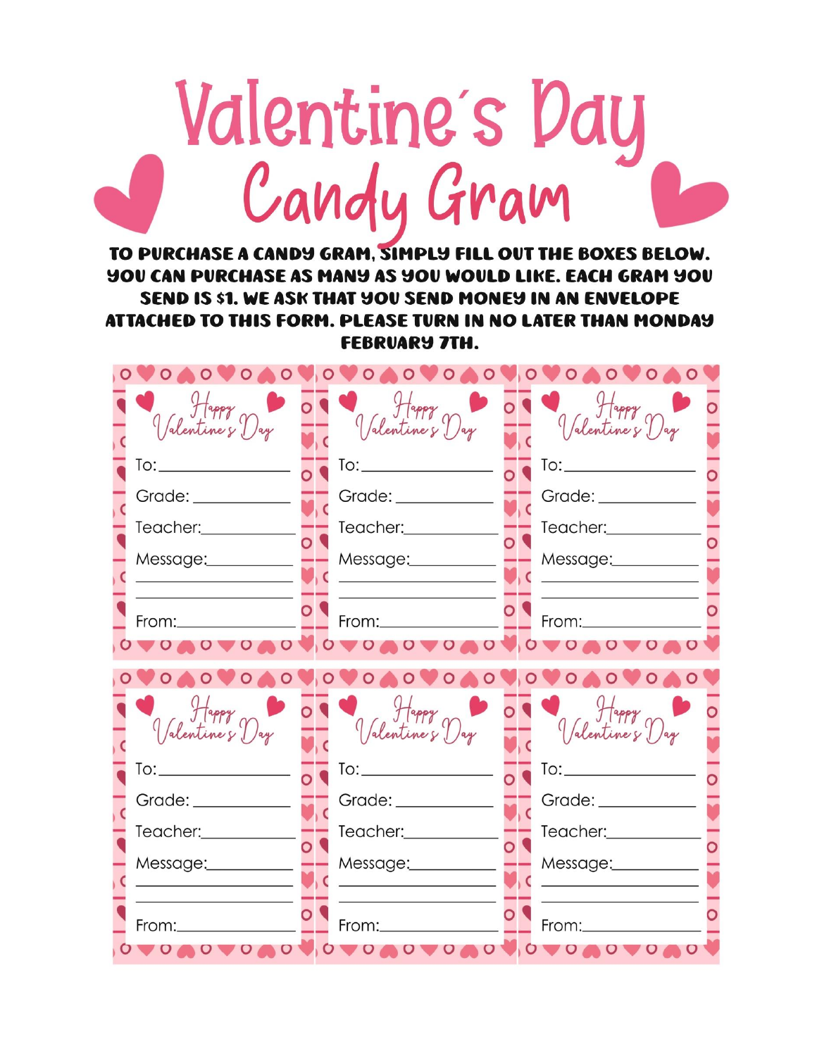# Valentine's Day Candy Gram

**TO PURCHASE A CANDY GRAM, SIMPLY FILL OUT THE BOXES BELOW. YOU CAN PURCHASE AS MANY AS YOU WOULD LIKE. EACH GRAM YOU SEND IS $1. WE ASK THAT YOU SEND MONEY IN AN ENVELOPE ATTACHED TO THIS FORM. PLEASE TURN IN NO LATER THAN MONDAY FEBRUARY 7TH.**

Happy Valentine's Day

To: ______________

Grade: ______________

Teacher: ______________

Message: ______________

______________

______________

From: ______________

Happy Valentine's Day

To: ______________

Grade: ______________

Teacher: ______________

Message: ______________

______________

______________

From: ______________

Happy Valentine's Day

To: ______________

Grade: ______________

Teacher: ______________

Message: ______________

______________

______________

From: ______________

Happy Valentine's Day

To: ______________

Grade: ______________

Teacher: ______________

Message: ______________

______________

______________

From: ______________

Happy Valentine's Day

To: ______________

Grade: ______________

Teacher: ______________

Message: ______________

______________

______________

From: ______________

Happy Valentine's Day

To: ______________

Grade: ______________

Teacher: ______________

Message: ______________

______________

______________

From: ______________